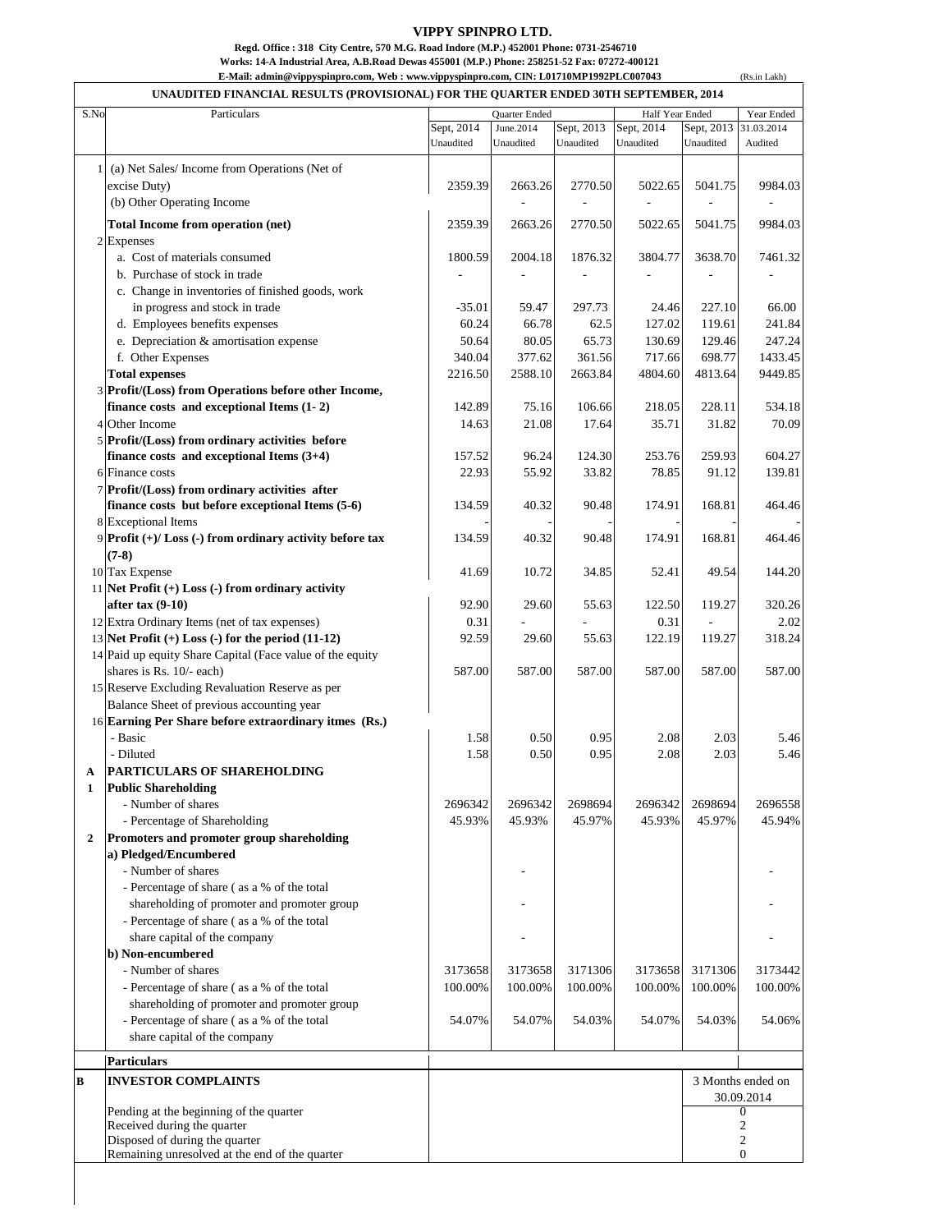# VIPPY SPINPRO LTD.

**Regd. Office : 318 City Centre, 570 M.G. Road Indore (M.P.) 452001 Phone: 0731-2546710**
**Works: 14-A Industrial Area, A.B.Road Dewas 455001 (M.P.) Phone: 258251-52 Fax: 07272-400121**
**E-Mail: admin@vippyspinpro.com, Web : www.vippyspinpro.com, CIN: L01710MP1992PLC007043**

(Rs.in Lakh)

**UNAUDITED FINANCIAL RESULTS (PROVISIONAL) FOR THE QUARTER ENDED 30TH SEPTEMBER, 2014**

| S.No | Particulars | Quarter Ended | | | Half Year Ended | | Year Ended |
|---|---|---|---|---|---|---|---|
| | | Sept, 2014 Unaudited | June.2014 Unaudited | Sept, 2013 Unaudited | Sept, 2014 Unaudited | Sept, 2013 Unaudited | 31.03.2014 Audited |
| 1 | (a) Net Sales/ Income from Operations (Net of excise Duty) | 2359.39 | 2663.26 | 2770.50 | 5022.65 | 5041.75 | 9984.03 |
| | (b) Other Operating Income | | - | - | - | - | - |
| | **Total Income from operation (net)** | 2359.39 | 2663.26 | 2770.50 | 5022.65 | 5041.75 | 9984.03 |
| 2 | Expenses | | | | | | |
| | a. Cost of materials consumed | 1800.59 | 2004.18 | 1876.32 | 3804.77 | 3638.70 | 7461.32 |
| | b. Purchase of stock in trade | - | - | - | - | - | - |
| | c. Change in inventories of finished goods, work in progress and stock in trade | -35.01 | 59.47 | 297.73 | 24.46 | 227.10 | 66.00 |
| | d. Employees benefits expenses | 60.24 | 66.78 | 62.5 | 127.02 | 119.61 | 241.84 |
| | e. Depreciation & amortisation expense | 50.64 | 80.05 | 65.73 | 130.69 | 129.46 | 247.24 |
| | f. Other Expenses | 340.04 | 377.62 | 361.56 | 717.66 | 698.77 | 1433.45 |
| | **Total expenses** | 2216.50 | 2588.10 | 2663.84 | 4804.60 | 4813.64 | 9449.85 |
| 3 | **Profit/(Loss) from Operations before other Income, finance costs and exceptional Items (1- 2)** | 142.89 | 75.16 | 106.66 | 218.05 | 228.11 | 534.18 |
| 4 | Other Income | 14.63 | 21.08 | 17.64 | 35.71 | 31.82 | 70.09 |
| 5 | **Profit/(Loss) from ordinary activities before finance costs and exceptional Items (3+4)** | 157.52 | 96.24 | 124.30 | 253.76 | 259.93 | 604.27 |
| 6 | Finance costs | 22.93 | 55.92 | 33.82 | 78.85 | 91.12 | 139.81 |
| 7 | **Profit/(Loss) from ordinary activities after finance costs but before exceptional Items (5-6)** | 134.59 | 40.32 | 90.48 | 174.91 | 168.81 | 464.46 |
| 8 | Exceptional Items | - | - | - | - | - | - |
| 9 | **Profit (+)/ Loss (-) from ordinary activity before tax (7-8)** | 134.59 | 40.32 | 90.48 | 174.91 | 168.81 | 464.46 |
| 10 | Tax Expense | 41.69 | 10.72 | 34.85 | 52.41 | 49.54 | 144.20 |
| 11 | **Net Profit (+) Loss (-) from ordinary activity after tax (9-10)** | 92.90 | 29.60 | 55.63 | 122.50 | 119.27 | 320.26 |
| 12 | Extra Ordinary Items (net of tax expenses) | 0.31 | - | - | 0.31 | - | 2.02 |
| 13 | **Net Profit (+) Loss (-) for the period (11-12)** | 92.59 | 29.60 | 55.63 | 122.19 | 119.27 | 318.24 |
| 14 | Paid up equity Share Capital (Face value of the equity shares is Rs. 10/- each) | 587.00 | 587.00 | 587.00 | 587.00 | 587.00 | 587.00 |
| 15 | Reserve Excluding Revaluation Reserve as per Balance Sheet of previous accounting year | | | | | | |
| 16 | **Earning Per Share before extraordinary itmes (Rs.)** | | | | | | |
| | - Basic | 1.58 | 0.50 | 0.95 | 2.08 | 2.03 | 5.46 |
| | - Diluted | 1.58 | 0.50 | 0.95 | 2.08 | 2.03 | 5.46 |
| **A** | **PARTICULARS OF SHAREHOLDING** | | | | | | |
| **1** | **Public Shareholding** | | | | | | |
| | - Number of shares | 2696342 | 2696342 | 2698694 | 2696342 | 2698694 | 2696558 |
| | - Percentage of Shareholding | 45.93% | 45.93% | 45.97% | 45.93% | 45.97% | 45.94% |
| **2** | **Promoters and promoter group shareholding** | | | | | | |
| | **a) Pledged/Encumbered** | | | | | | |
| | - Number of shares | | - | | | | - |
| | - Percentage of share ( as a % of the total shareholding of promoter and promoter group | | - | | | | - |
| | - Percentage of share ( as a % of the total share capital of the company | | - | | | | - |
| | **b) Non-encumbered** | | | | | | |
| | - Number of shares | 3173658 | 3173658 | 3171306 | 3173658 | 3171306 | 3173442 |
| | - Percentage of share ( as a % of the total shareholding of promoter and promoter group | 100.00% | 100.00% | 100.00% | 100.00% | 100.00% | 100.00% |
| | - Percentage of share ( as a % of the total share capital of the company | 54.07% | 54.07% | 54.03% | 54.07% | 54.03% | 54.06% |

| | Particulars | 3 Months ended on 30.09.2014 |
|---|---|---|
| **B** | **INVESTOR COMPLAINTS** | |
| | Pending at the beginning of the quarter | 0 |
| | Received during the quarter | 2 |
| | Disposed of during the quarter | 2 |
| | Remaining unresolved at the end of the quarter | 0 |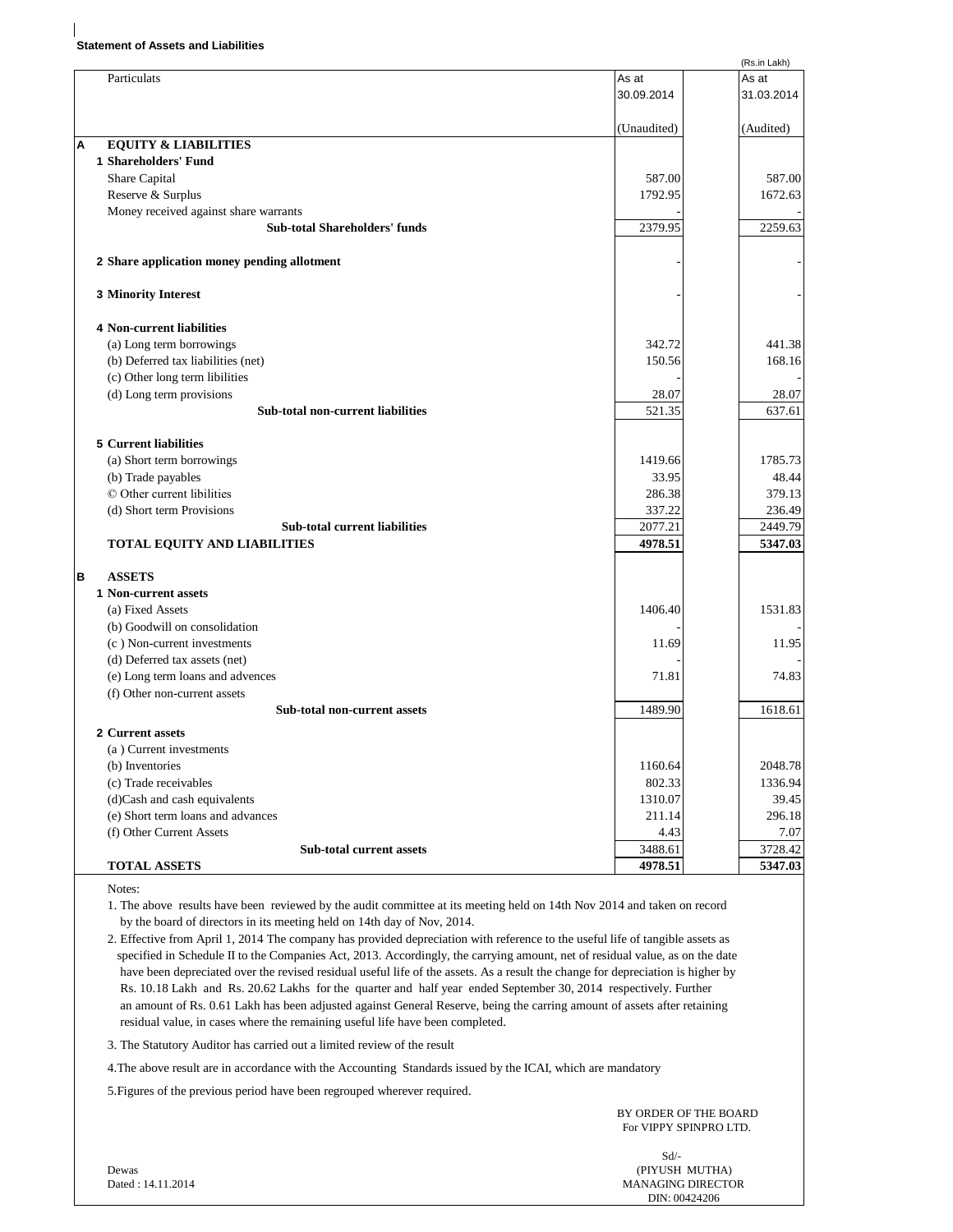**Statement of Assets and Liabilities**

(Rs.in Lakh)

| | Particulats | As at 30.09.2014 (Unaudited) | As at 31.03.2014 (Audited) |
|---|---|---|---|
| **A** | **EQUITY & LIABILITIES** | | |
| | **1 Shareholders' Fund** | | |
| | Share Capital | 587.00 | 587.00 |
| | Reserve & Surplus | 1792.95 | 1672.63 |
| | Money received against share warrants | - | - |
| | **Sub-total Shareholders' funds** | 2379.95 | 2259.63 |
| | **2 Share application money pending allotment** | - | - |
| | **3 Minority Interest** | - | - |
| | **4 Non-current liabilities** | | |
| | (a) Long term borrowings | 342.72 | 441.38 |
| | (b) Deferred tax liabilities (net) | 150.56 | 168.16 |
| | (c) Other long term libilities | - | - |
| | (d) Long term provisions | 28.07 | 28.07 |
| | **Sub-total non-current liabilities** | 521.35 | 637.61 |
| | **5 Current liabilities** | | |
| | (a) Short term borrowings | 1419.66 | 1785.73 |
| | (b) Trade payables | 33.95 | 48.44 |
| | © Other current libilities | 286.38 | 379.13 |
| | (d) Short term Provisions | 337.22 | 236.49 |
| | **Sub-total current liabilities** | 2077.21 | 2449.79 |
| | **TOTAL EQUITY AND LIABILITIES** | **4978.51** | **5347.03** |
| **B** | **ASSETS** | | |
| | **1 Non-current assets** | | |
| | (a) Fixed Assets | 1406.40 | 1531.83 |
| | (b) Goodwill on consolidation | - | - |
| | (c ) Non-current investments | 11.69 | 11.95 |
| | (d) Deferred tax assets (net) | - | - |
| | (e) Long term loans and advences | 71.81 | 74.83 |
| | (f) Other non-current assets | | |
| | **Sub-total non-current assets** | 1489.90 | 1618.61 |
| | **2 Current assets** | | |
| | (a ) Current investments | | |
| | (b) Inventories | 1160.64 | 2048.78 |
| | (c) Trade receivables | 802.33 | 1336.94 |
| | (d)Cash and cash equivalents | 1310.07 | 39.45 |
| | (e) Short term loans and advances | 211.14 | 296.18 |
| | (f) Other Current Assets | 4.43 | 7.07 |
| | **Sub-total current assets** | 3488.61 | 3728.42 |
| | **TOTAL ASSETS** | **4978.51** | **5347.03** |

Notes:

1. The above results have been reviewed by the audit committee at its meeting held on 14th Nov 2014 and taken on record by the board of directors in its meeting held on 14th day of Nov, 2014.
2. Effective from April 1, 2014 The company has provided depreciation with reference to the useful life of tangible assets as specified in Schedule II to the Companies Act, 2013. Accordingly, the carrying amount, net of residual value, as on the date have been depreciated over the revised residual useful life of the assets. As a result the change for depreciation is higher by Rs. 10.18 Lakh and Rs. 20.62 Lakhs for the quarter and half year ended September 30, 2014 respectively. Further an amount of Rs. 0.61 Lakh has been adjusted against General Reserve, being the carring amount of assets after retaining residual value, in cases where the remaining useful life have been completed.
3. The Statutory Auditor has carried out a limited review of the result
4. The above result are in accordance with the Accounting Standards issued by the ICAI, which are mandatory
5. Figures of the previous period have been regrouped wherever required.

BY ORDER OF THE BOARD
For VIPPY SPINPRO LTD.

Sd/-
(PIYUSH MUTHA)
MANAGING DIRECTOR
DIN: 00424206

Dewas
Dated : 14.11.2014